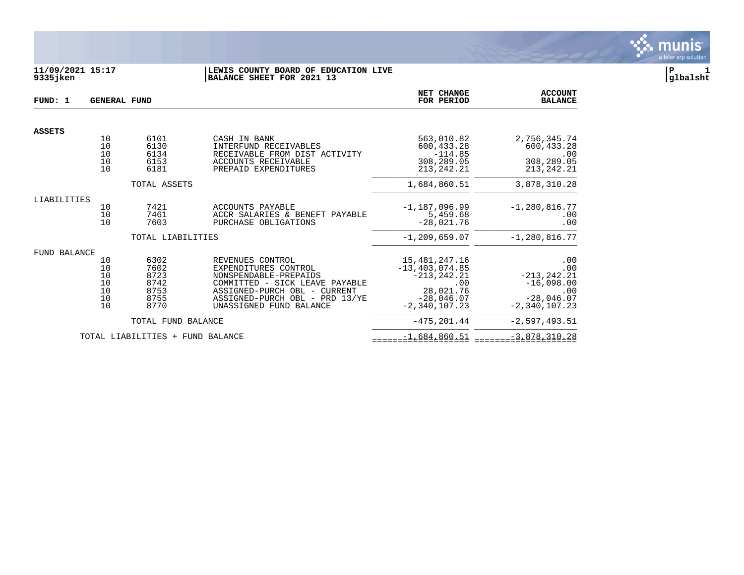**11/09/2021 15:17**
**9335jken**

**LEWIS COUNTY BOARD OF EDUCATION LIVE**
**BALANCE SHEET FOR 2021 13**

**P 1**
**glbalsht**

**FUND: 1 GENERAL FUND**

| | | | | NET CHANGE FOR PERIOD | ACCOUNT BALANCE |
|---|---|---|---|---|---|
| **ASSETS** | | | | | |
| | 10 | 6101 | CASH IN BANK | 563,010.82 | 2,756,345.74 |
| | 10 | 6130 | INTERFUND RECEIVABLES | 600,433.28 | 600,433.28 |
| | 10 | 6134 | RECEIVABLE FROM DIST ACTIVITY | -114.85 | .00 |
| | 10 | 6153 | ACCOUNTS RECEIVABLE | 308,289.05 | 308,289.05 |
| | 10 | 6181 | PREPAID EXPENDITURES | 213,242.21 | 213,242.21 |
| | | TOTAL ASSETS | | 1,684,860.51 | 3,878,310.28 |
| LIABILITIES | | | | | |
| | 10 | 7421 | ACCOUNTS PAYABLE | -1,187,096.99 | -1,280,816.77 |
| | 10 | 7461 | ACCR SALARIES & BENEFT PAYABLE | 5,459.68 | .00 |
| | 10 | 7603 | PURCHASE OBLIGATIONS | -28,021.76 | .00 |
| | | TOTAL LIABILITIES | | -1,209,659.07 | -1,280,816.77 |
| FUND BALANCE | | | | | |
| | 10 | 6302 | REVENUES CONTROL | 15,481,247.16 | .00 |
| | 10 | 7602 | EXPENDITURES CONTROL | -13,403,074.85 | .00 |
| | 10 | 8723 | NONSPENDABLE-PREPAIDS | -213,242.21 | -213,242.21 |
| | 10 | 8742 | COMMITTED - SICK LEAVE PAYABLE | .00 | -16,098.00 |
| | 10 | 8753 | ASSIGNED-PURCH OBL - CURRENT | 28,021.76 | .00 |
| | 10 | 8755 | ASSIGNED-PURCH OBL - PRD 13/YE | -28,046.07 | -28,046.07 |
| | 10 | 8770 | UNASSIGNED FUND BALANCE | -2,340,107.23 | -2,340,107.23 |
| | | TOTAL FUND BALANCE | | -475,201.44 | -2,597,493.51 |
| | TOTAL LIABILITIES + FUND BALANCE | | | -1,684,860.51 | -3,878,310.28 |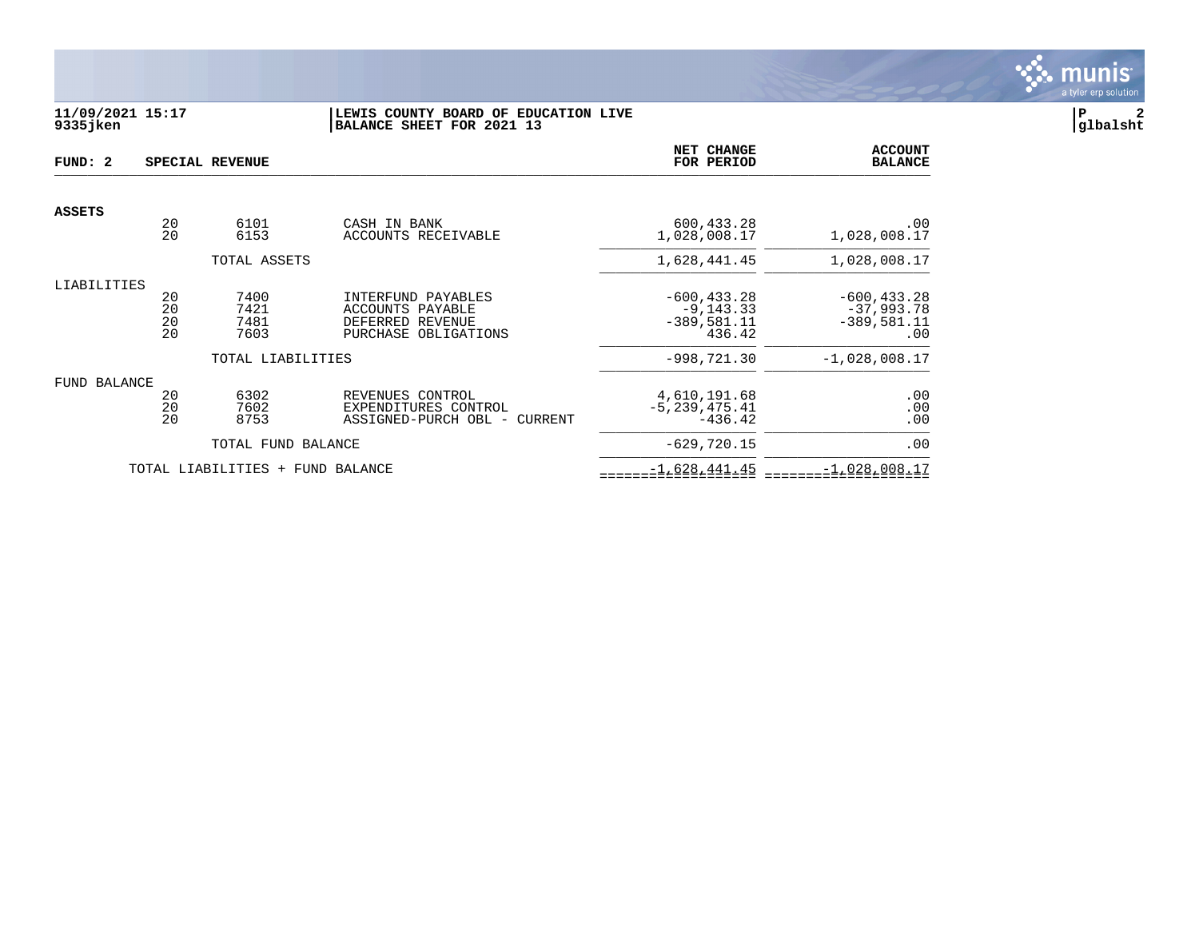**11/09/2021 15:17**
**9335jken**

**LEWIS COUNTY BOARD OF EDUCATION LIVE**
**BALANCE SHEET FOR 2021 13**

**P 2**
**glbalsht**

| FUND: 2 | SPECIAL REVENUE | | | NET CHANGE FOR PERIOD | ACCOUNT BALANCE |
|---|---|---|---|---|---|
| **ASSETS** | | | | | |
| | 20 | 6101 | CASH IN BANK | 600,433.28 | .00 |
| | 20 | 6153 | ACCOUNTS RECEIVABLE | 1,028,008.17 | 1,028,008.17 |
| | | TOTAL ASSETS | | 1,628,441.45 | 1,028,008.17 |
| LIABILITIES | | | | | |
| | 20 | 7400 | INTERFUND PAYABLES | -600,433.28 | -600,433.28 |
| | 20 | 7421 | ACCOUNTS PAYABLE | -9,143.33 | -37,993.78 |
| | 20 | 7481 | DEFERRED REVENUE | -389,581.11 | -389,581.11 |
| | 20 | 7603 | PURCHASE OBLIGATIONS | 436.42 | .00 |
| | | TOTAL LIABILITIES | | -998,721.30 | -1,028,008.17 |
| FUND BALANCE | | | | | |
| | 20 | 6302 | REVENUES CONTROL | 4,610,191.68 | .00 |
| | 20 | 7602 | EXPENDITURES CONTROL | -5,239,475.41 | .00 |
| | 20 | 8753 | ASSIGNED-PURCH OBL - CURRENT | -436.42 | .00 |
| | | TOTAL FUND BALANCE | | -629,720.15 | .00 |
| | TOTAL LIABILITIES + FUND BALANCE | | | -1,628,441.45 | -1,028,008.17 |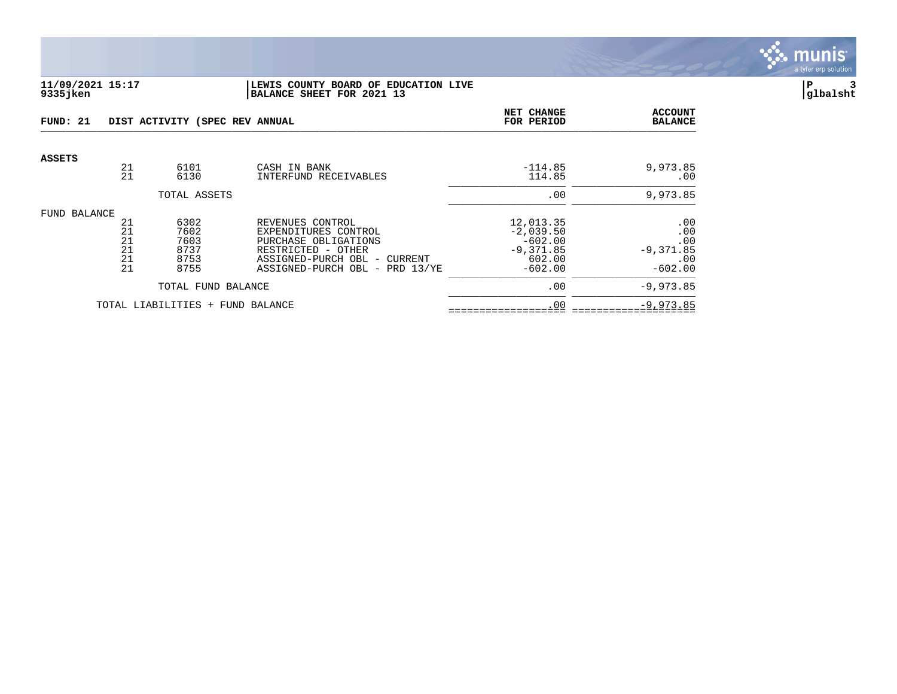**11/09/2021 15:17**
**9335jken**

**LEWIS COUNTY BOARD OF EDUCATION LIVE**
**BALANCE SHEET FOR 2021 13**

**P 3**
**glbalsht**

| FUND: 21 | DIST ACTIVITY (SPEC REV ANNUAL | | | NET CHANGE FOR PERIOD | ACCOUNT BALANCE |
|---|---|---|---|---|---|
| **ASSETS** | | | | | |
| | 21 | 6101 | CASH IN BANK | -114.85 | 9,973.85 |
| | 21 | 6130 | INTERFUND RECEIVABLES | 114.85 | .00 |
| | | TOTAL ASSETS | | .00 | 9,973.85 |
| FUND BALANCE | | | | | |
| | 21 | 6302 | REVENUES CONTROL | 12,013.35 | .00 |
| | 21 | 7602 | EXPENDITURES CONTROL | -2,039.50 | .00 |
| | 21 | 7603 | PURCHASE OBLIGATIONS | -602.00 | .00 |
| | 21 | 8737 | RESTRICTED - OTHER | -9,371.85 | -9,371.85 |
| | 21 | 8753 | ASSIGNED-PURCH OBL - CURRENT | 602.00 | .00 |
| | 21 | 8755 | ASSIGNED-PURCH OBL - PRD 13/YE | -602.00 | -602.00 |
| | | TOTAL FUND BALANCE | | .00 | -9,973.85 |
| | TOTAL LIABILITIES + FUND BALANCE | | | .00 | -9,973.85 |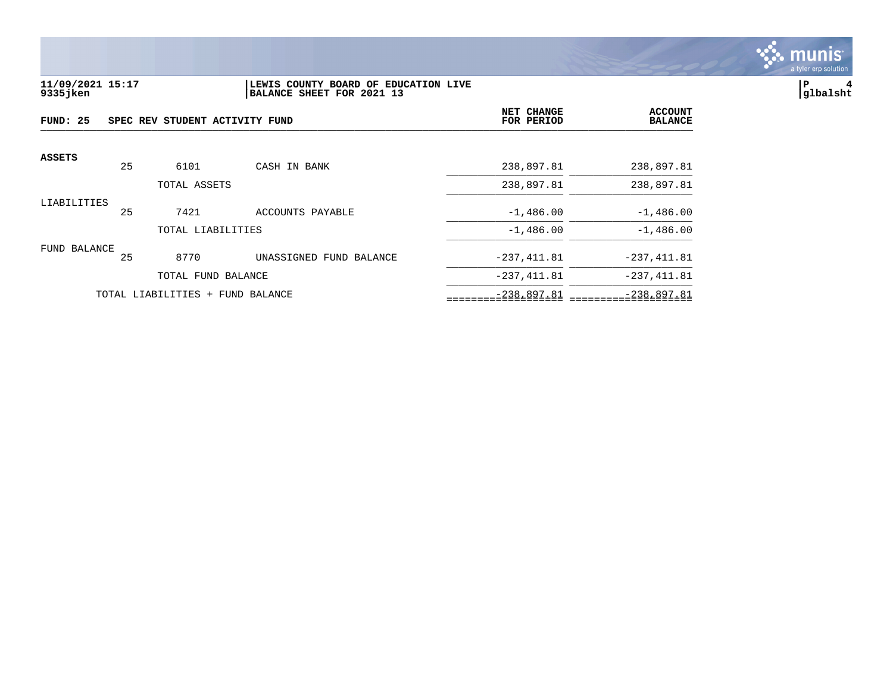11/09/2021 15:17
9335jken

LEWIS COUNTY BOARD OF EDUCATION LIVE
BALANCE SHEET FOR 2021 13

P 4
glbalsht

| FUND: 25 | SPEC REV STUDENT ACTIVITY FUND | | | NET CHANGE FOR PERIOD | ACCOUNT BALANCE |
|---|---|---|---|---|---|
| **ASSETS** | | | | | |
| | 25 | 6101 | CASH IN BANK | 238,897.81 | 238,897.81 |
| | | TOTAL ASSETS | | 238,897.81 | 238,897.81 |
| LIABILITIES | | | | | |
| | 25 | 7421 | ACCOUNTS PAYABLE | -1,486.00 | -1,486.00 |
| | | TOTAL LIABILITIES | | -1,486.00 | -1,486.00 |
| FUND BALANCE | | | | | |
| | 25 | 8770 | UNASSIGNED FUND BALANCE | -237,411.81 | -237,411.81 |
| | | TOTAL FUND BALANCE | | -237,411.81 | -237,411.81 |
| | TOTAL LIABILITIES + FUND BALANCE | | | -238,897.81 | -238,897.81 |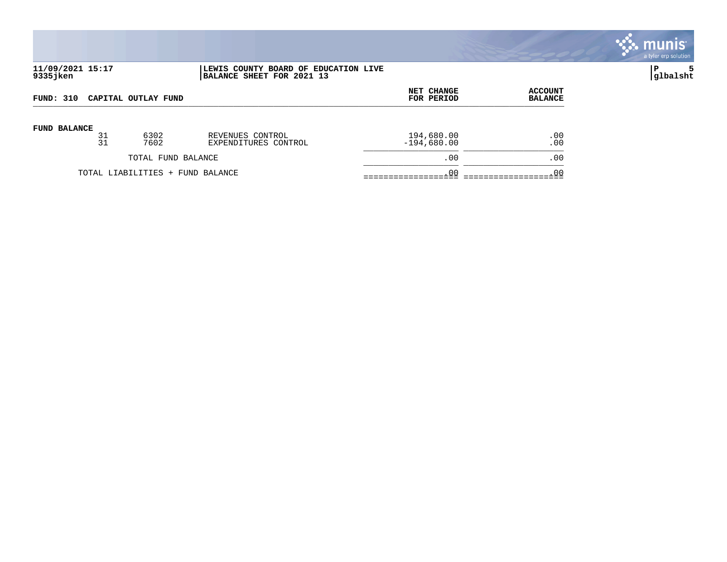**LEWIS COUNTY BOARD OF EDUCATION LIVE**
**BALANCE SHEET FOR 2021 13**

**11/09/2021 15:17**
**9335jken**

**P 5**
**glbalsht**

| FUND: 310 CAPITAL OUTLAY FUND | | | NET CHANGE FOR PERIOD | ACCOUNT BALANCE |
|---|---|---|---|---|
| **FUND BALANCE** | | | | |
| 31 | 6302 | REVENUES CONTROL | 194,680.00 | .00 |
| 31 | 7602 | EXPENDITURES CONTROL | -194,680.00 | .00 |
| TOTAL FUND BALANCE | | | .00 | .00 |
| TOTAL LIABILITIES + FUND BALANCE | | | .00 | .00 |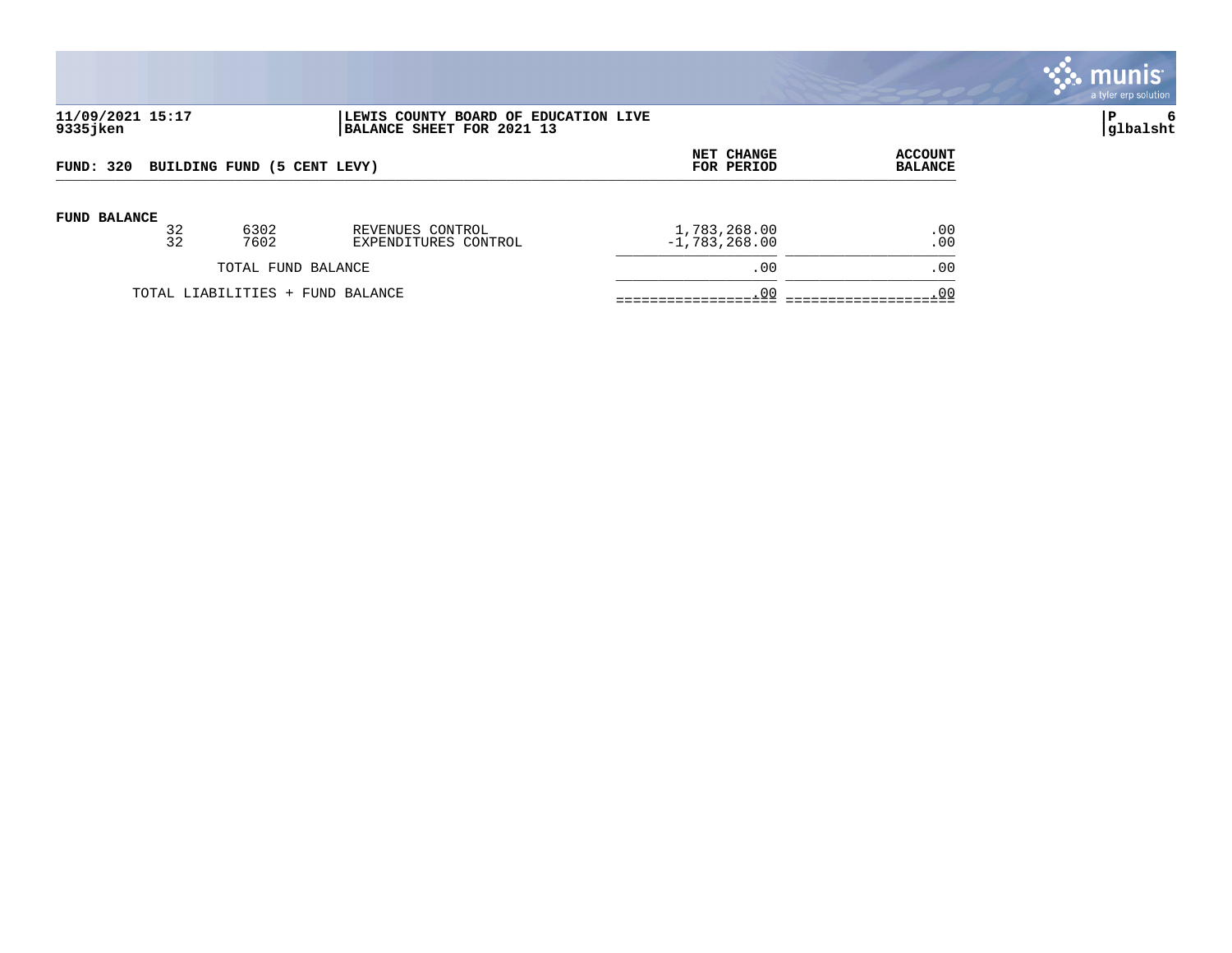**11/09/2021 15:17** | **LEWIS COUNTY BOARD OF EDUCATION LIVE**
**9335jken** | **BALANCE SHEET FOR 2021 13**

**P 6**
**glbalsht**

| FUND: 320 BUILDING FUND (5 CENT LEVY) | | | NET CHANGE FOR PERIOD | ACCOUNT BALANCE |
|---|---|---|---|---|
| **FUND BALANCE** | | | | |
| 32 | 6302 | REVENUES CONTROL | 1,783,268.00 | .00 |
| 32 | 7602 | EXPENDITURES CONTROL | -1,783,268.00 | .00 |
| TOTAL FUND BALANCE | | | .00 | .00 |
| TOTAL LIABILITIES + FUND BALANCE | | | .00 | .00 |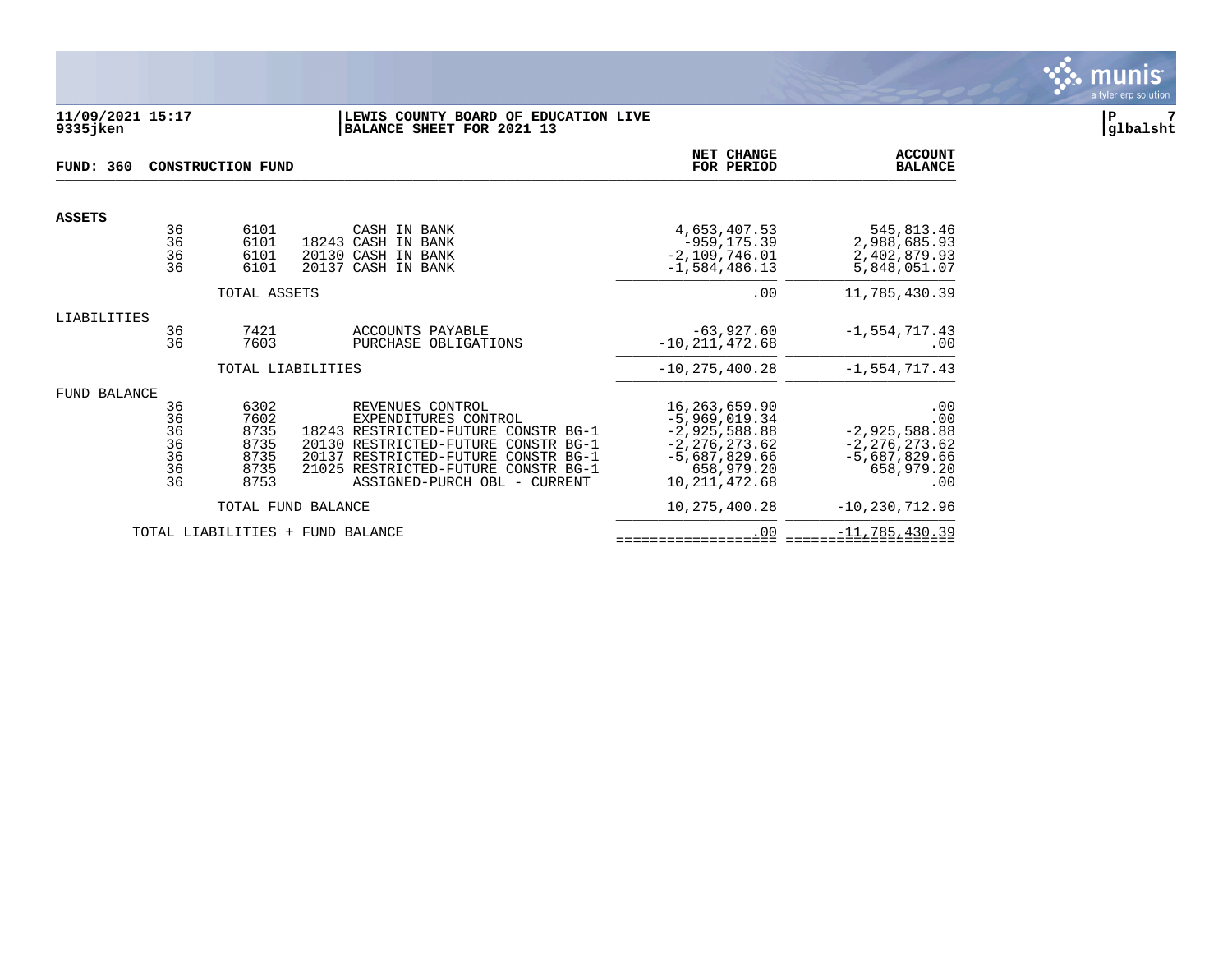11/09/2021 15:17 | LEWIS COUNTY BOARD OF EDUCATION LIVE
9335jken | BALANCE SHEET FOR 2021 13

**FUND: 360 CONSTRUCTION FUND**

| | | | | | NET CHANGE FOR PERIOD | ACCOUNT BALANCE |
|---|---|---|---|---|---|---|
| **ASSETS** | | | | | | |
| | 36 | 6101 | | CASH IN BANK | 4,653,407.53 | 545,813.46 |
| | 36 | 6101 | 18243 | CASH IN BANK | -959,175.39 | 2,988,685.93 |
| | 36 | 6101 | 20130 | CASH IN BANK | -2,109,746.01 | 2,402,879.93 |
| | 36 | 6101 | 20137 | CASH IN BANK | -1,584,486.13 | 5,848,051.07 |
| | | TOTAL ASSETS | | | .00 | 11,785,430.39 |
| LIABILITIES | | | | | | |
| | 36 | 7421 | | ACCOUNTS PAYABLE | -63,927.60 | -1,554,717.43 |
| | 36 | 7603 | | PURCHASE OBLIGATIONS | -10,211,472.68 | .00 |
| | | TOTAL LIABILITIES | | | -10,275,400.28 | -1,554,717.43 |
| FUND BALANCE | | | | | | |
| | 36 | 6302 | | REVENUES CONTROL | 16,263,659.90 | .00 |
| | 36 | 7602 | | EXPENDITURES CONTROL | -5,969,019.34 | .00 |
| | 36 | 8735 | 18243 | RESTRICTED-FUTURE CONSTR BG-1 | -2,925,588.88 | -2,925,588.88 |
| | 36 | 8735 | 20130 | RESTRICTED-FUTURE CONSTR BG-1 | -2,276,273.62 | -2,276,273.62 |
| | 36 | 8735 | 20137 | RESTRICTED-FUTURE CONSTR BG-1 | -5,687,829.66 | -5,687,829.66 |
| | 36 | 8735 | 21025 | RESTRICTED-FUTURE CONSTR BG-1 | 658,979.20 | 658,979.20 |
| | 36 | 8753 | | ASSIGNED-PURCH OBL - CURRENT | 10,211,472.68 | .00 |
| | | TOTAL FUND BALANCE | | | 10,275,400.28 | -10,230,712.96 |
| | | TOTAL LIABILITIES + FUND BALANCE | | | .00 | -11,785,430.39 |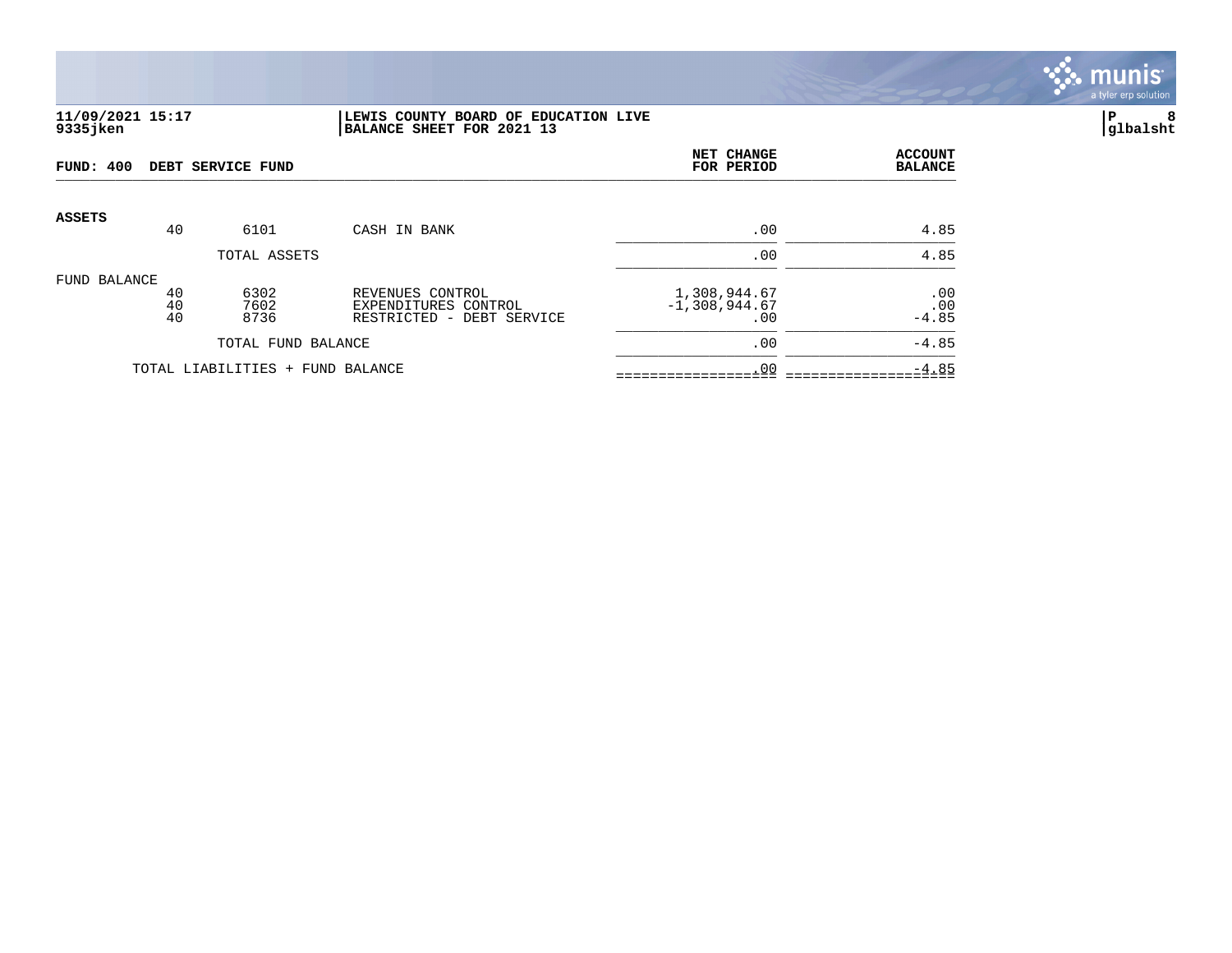**11/09/2021 15:17**
**9335jken**

**LEWIS COUNTY BOARD OF EDUCATION LIVE**
**BALANCE SHEET FOR 2021 13**

**P 8**
**glbalsht**

| FUND: 400 DEBT SERVICE FUND | | | | NET CHANGE FOR PERIOD | ACCOUNT BALANCE |
|---|---|---|---|---|---|
| **ASSETS** | | | | | |
| | 40 | 6101 | CASH IN BANK | .00 | 4.85 |
| | | TOTAL ASSETS | | .00 | 4.85 |
| FUND BALANCE | | | | | |
| | 40 | 6302 | REVENUES CONTROL | 1,308,944.67 | .00 |
| | 40 | 7602 | EXPENDITURES CONTROL | -1,308,944.67 | .00 |
| | 40 | 8736 | RESTRICTED - DEBT SERVICE | .00 | -4.85 |
| | | TOTAL FUND BALANCE | | .00 | -4.85 |
| | TOTAL LIABILITIES + FUND BALANCE | | | .00 | -4.85 |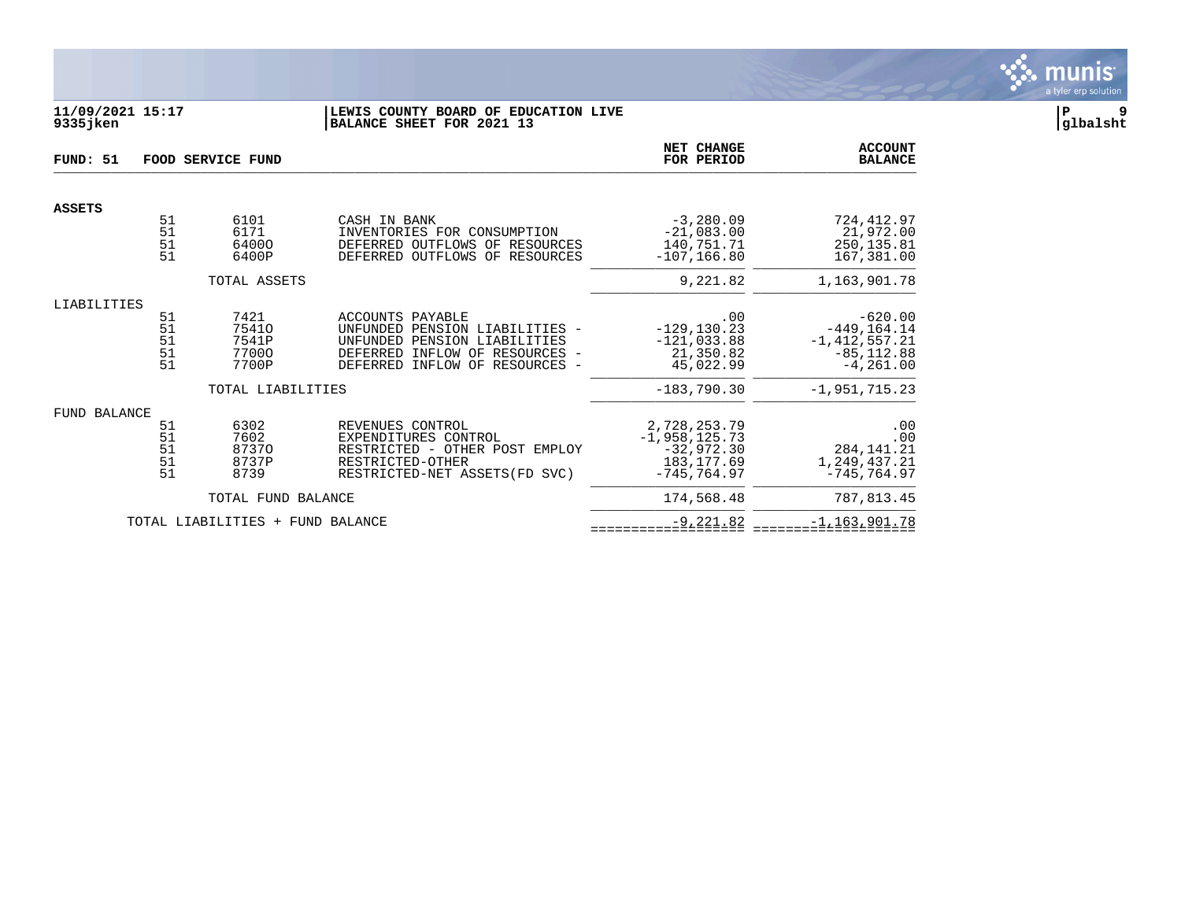**11/09/2021 15:17**
**9335jken**

**LEWIS COUNTY BOARD OF EDUCATION LIVE**
**BALANCE SHEET FOR 2021 13**

**P 9**
**glbalsht**

| FUND: 51 | FOOD SERVICE FUND | | | NET CHANGE FOR PERIOD | ACCOUNT BALANCE |
|---|---|---|---|---|---|
| **ASSETS** | | | | | |
| | 51 | 6101 | CASH IN BANK | -3,280.09 | 724,412.97 |
| | 51 | 6171 | INVENTORIES FOR CONSUMPTION | -21,083.00 | 21,972.00 |
| | 51 | 6400O | DEFERRED OUTFLOWS OF RESOURCES | 140,751.71 | 250,135.81 |
| | 51 | 6400P | DEFERRED OUTFLOWS OF RESOURCES | -107,166.80 | 167,381.00 |
| | | TOTAL ASSETS | | 9,221.82 | 1,163,901.78 |
| LIABILITIES | | | | | |
| | 51 | 7421 | ACCOUNTS PAYABLE | .00 | -620.00 |
| | 51 | 7541O | UNFUNDED PENSION LIABILITIES - | -129,130.23 | -449,164.14 |
| | 51 | 7541P | UNFUNDED PENSION LIABILITIES | -121,033.88 | -1,412,557.21 |
| | 51 | 7700O | DEFERRED INFLOW OF RESOURCES - | 21,350.82 | -85,112.88 |
| | 51 | 7700P | DEFERRED INFLOW OF RESOURCES - | 45,022.99 | -4,261.00 |
| | | TOTAL LIABILITIES | | -183,790.30 | -1,951,715.23 |
| FUND BALANCE | | | | | |
| | 51 | 6302 | REVENUES CONTROL | 2,728,253.79 | .00 |
| | 51 | 7602 | EXPENDITURES CONTROL | -1,958,125.73 | .00 |
| | 51 | 8737O | RESTRICTED - OTHER POST EMPLOY | -32,972.30 | 284,141.21 |
| | 51 | 8737P | RESTRICTED-OTHER | 183,177.69 | 1,249,437.21 |
| | 51 | 8739 | RESTRICTED-NET ASSETS(FD SVC) | -745,764.97 | -745,764.97 |
| | | TOTAL FUND BALANCE | | 174,568.48 | 787,813.45 |
| | TOTAL LIABILITIES + FUND BALANCE | | | -9,221.82 | -1,163,901.78 |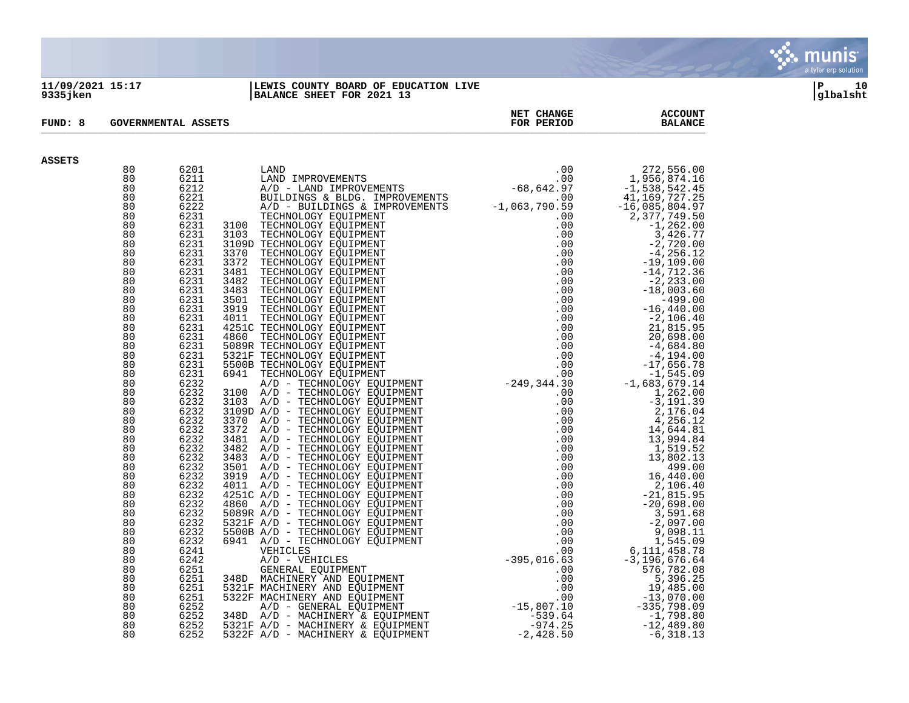**11/09/2021 15:17** **LEWIS COUNTY BOARD OF EDUCATION LIVE**
**9335jken** **BALANCE SHEET FOR 2021 13** **glbalsht**

**FUND: 8 GOVERNMENTAL ASSETS**

## ASSETS

| | | | | NET CHANGE FOR PERIOD | ACCOUNT BALANCE |
|---|---|---|---|---|---|
| 80 | 6201 | | LAND | .00 | 272,556.00 |
| 80 | 6211 | | LAND IMPROVEMENTS | .00 | 1,956,874.16 |
| 80 | 6212 | | A/D - LAND IMPROVEMENTS | -68,642.97 | -1,538,542.45 |
| 80 | 6221 | | BUILDINGS & BLDG. IMPROVEMENTS | .00 | 41,169,727.25 |
| 80 | 6222 | | A/D - BUILDINGS & IMPROVEMENTS | -1,063,790.59 | -16,085,804.97 |
| 80 | 6231 | | TECHNOLOGY EQUIPMENT | .00 | 2,377,749.50 |
| 80 | 6231 | 3100 | TECHNOLOGY EQUIPMENT | .00 | -1,262.00 |
| 80 | 6231 | 3103 | TECHNOLOGY EQUIPMENT | .00 | 3,426.77 |
| 80 | 6231 | 3109D | TECHNOLOGY EQUIPMENT | .00 | -2,720.00 |
| 80 | 6231 | 3370 | TECHNOLOGY EQUIPMENT | .00 | -4,256.12 |
| 80 | 6231 | 3372 | TECHNOLOGY EQUIPMENT | .00 | -19,109.00 |
| 80 | 6231 | 3481 | TECHNOLOGY EQUIPMENT | .00 | -14,712.36 |
| 80 | 6231 | 3482 | TECHNOLOGY EQUIPMENT | .00 | -2,233.00 |
| 80 | 6231 | 3483 | TECHNOLOGY EQUIPMENT | .00 | -18,003.60 |
| 80 | 6231 | 3501 | TECHNOLOGY EQUIPMENT | .00 | -499.00 |
| 80 | 6231 | 3919 | TECHNOLOGY EQUIPMENT | .00 | -16,440.00 |
| 80 | 6231 | 4011 | TECHNOLOGY EQUIPMENT | .00 | -2,106.40 |
| 80 | 6231 | 4251C | TECHNOLOGY EQUIPMENT | .00 | 21,815.95 |
| 80 | 6231 | 4860 | TECHNOLOGY EQUIPMENT | .00 | 20,698.00 |
| 80 | 6231 | 5089R | TECHNOLOGY EQUIPMENT | .00 | -4,684.80 |
| 80 | 6231 | 5321F | TECHNOLOGY EQUIPMENT | .00 | -4,194.00 |
| 80 | 6231 | 5500B | TECHNOLOGY EQUIPMENT | .00 | -17,656.78 |
| 80 | 6231 | 6941 | TECHNOLOGY EQUIPMENT | .00 | -1,545.09 |
| 80 | 6232 | | A/D - TECHNOLOGY EQUIPMENT | -249,344.30 | -1,683,679.14 |
| 80 | 6232 | 3100 | A/D - TECHNOLOGY EQUIPMENT | .00 | 1,262.00 |
| 80 | 6232 | 3103 | A/D - TECHNOLOGY EQUIPMENT | .00 | -3,191.39 |
| 80 | 6232 | 3109D | A/D - TECHNOLOGY EQUIPMENT | .00 | 2,176.04 |
| 80 | 6232 | 3370 | A/D - TECHNOLOGY EQUIPMENT | .00 | 4,256.12 |
| 80 | 6232 | 3372 | A/D - TECHNOLOGY EQUIPMENT | .00 | 14,644.81 |
| 80 | 6232 | 3481 | A/D - TECHNOLOGY EQUIPMENT | .00 | 13,994.84 |
| 80 | 6232 | 3482 | A/D - TECHNOLOGY EQUIPMENT | .00 | 1,519.52 |
| 80 | 6232 | 3483 | A/D - TECHNOLOGY EQUIPMENT | .00 | 13,802.13 |
| 80 | 6232 | 3501 | A/D - TECHNOLOGY EQUIPMENT | .00 | 499.00 |
| 80 | 6232 | 3919 | A/D - TECHNOLOGY EQUIPMENT | .00 | 16,440.00 |
| 80 | 6232 | 4011 | A/D - TECHNOLOGY EQUIPMENT | .00 | 2,106.40 |
| 80 | 6232 | 4251C | A/D - TECHNOLOGY EQUIPMENT | .00 | -21,815.95 |
| 80 | 6232 | 4860 | A/D - TECHNOLOGY EQUIPMENT | .00 | -20,698.00 |
| 80 | 6232 | 5089R | A/D - TECHNOLOGY EQUIPMENT | .00 | 3,591.68 |
| 80 | 6232 | 5321F | A/D - TECHNOLOGY EQUIPMENT | .00 | -2,097.00 |
| 80 | 6232 | 5500B | A/D - TECHNOLOGY EQUIPMENT | .00 | 9,098.11 |
| 80 | 6232 | 6941 | A/D - TECHNOLOGY EQUIPMENT | .00 | 1,545.09 |
| 80 | 6241 | | VEHICLES | .00 | 6,111,458.78 |
| 80 | 6242 | | A/D - VEHICLES | -395,016.63 | -3,196,676.64 |
| 80 | 6251 | | GENERAL EQUIPMENT | .00 | 576,782.08 |
| 80 | 6251 | 348D | MACHINERY AND EQUIPMENT | .00 | 5,396.25 |
| 80 | 6251 | 5321F | MACHINERY AND EQUIPMENT | .00 | 19,485.00 |
| 80 | 6251 | 5322F | MACHINERY AND EQUIPMENT | .00 | -13,070.00 |
| 80 | 6252 | | A/D - GENERAL EQUIPMENT | -15,807.10 | -335,798.09 |
| 80 | 6252 | 348D | A/D - MACHINERY & EQUIPMENT | -539.64 | -1,798.80 |
| 80 | 6252 | 5321F | A/D - MACHINERY & EQUIPMENT | -974.25 | -12,489.80 |
| 80 | 6252 | 5322F | A/D - MACHINERY & EQUIPMENT | -2,428.50 | -6,318.13 |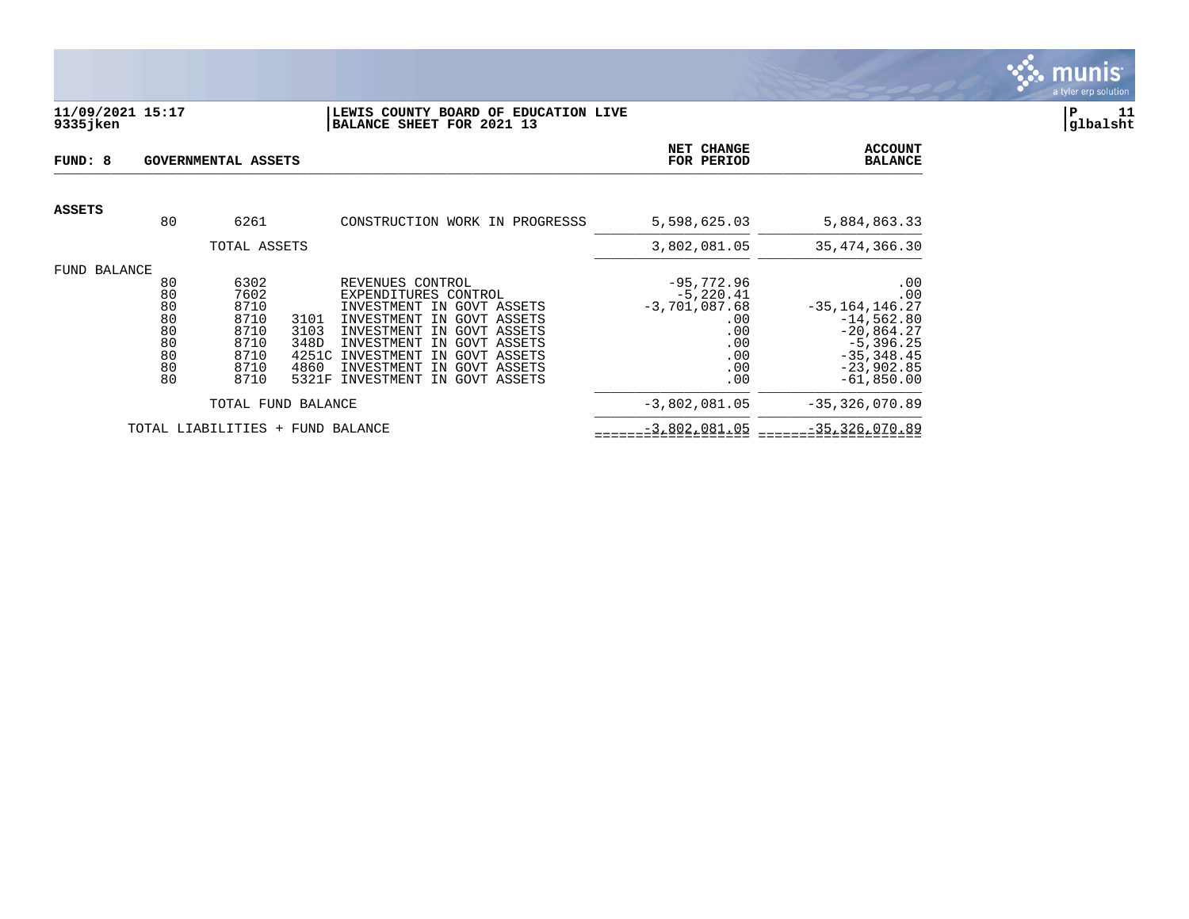**11/09/2021 15:17** **LEWIS COUNTY BOARD OF EDUCATION LIVE**
**9335jken** **BALANCE SHEET FOR 2021 13**

**P 11**
**glbalsht**

| FUND: 8 | GOVERNMENTAL ASSETS | | | | NET CHANGE FOR PERIOD | ACCOUNT BALANCE |
|---|---|---|---|---|---|---|
| **ASSETS** | | | | | | |
| | 80 | 6261 | | CONSTRUCTION WORK IN PROGRESSS | 5,598,625.03 | 5,884,863.33 |
| | | TOTAL ASSETS | | | 3,802,081.05 | 35,474,366.30 |
| FUND BALANCE | | | | | | |
| | 80 | 6302 | | REVENUES CONTROL | -95,772.96 | .00 |
| | 80 | 7602 | | EXPENDITURES CONTROL | -5,220.41 | .00 |
| | 80 | 8710 | | INVESTMENT IN GOVT ASSETS | -3,701,087.68 | -35,164,146.27 |
| | 80 | 8710 | 3101 | INVESTMENT IN GOVT ASSETS | .00 | -14,562.80 |
| | 80 | 8710 | 3103 | INVESTMENT IN GOVT ASSETS | .00 | -20,864.27 |
| | 80 | 8710 | 348D | INVESTMENT IN GOVT ASSETS | .00 | -5,396.25 |
| | 80 | 8710 | 4251C | INVESTMENT IN GOVT ASSETS | .00 | -35,348.45 |
| | 80 | 8710 | 4860 | INVESTMENT IN GOVT ASSETS | .00 | -23,902.85 |
| | 80 | 8710 | 5321F | INVESTMENT IN GOVT ASSETS | .00 | -61,850.00 |
| | | TOTAL FUND BALANCE | | | -3,802,081.05 | -35,326,070.89 |
| | TOTAL LIABILITIES + FUND BALANCE | | | | -3,802,081.05 | -35,326,070.89 |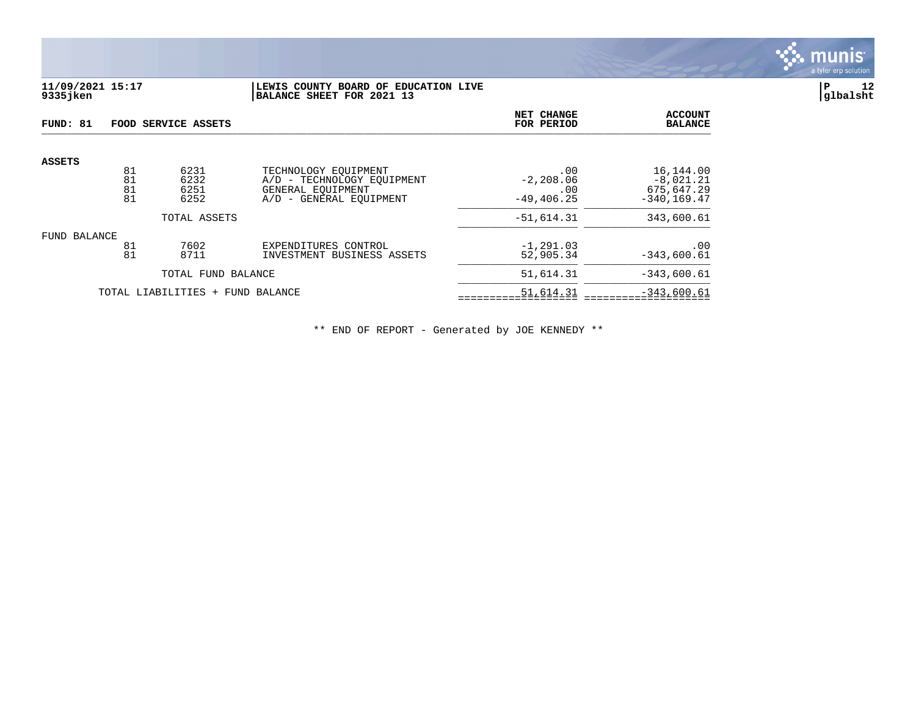**11/09/2021 15:17** **LEWIS COUNTY BOARD OF EDUCATION LIVE**
**9335jken** **BALANCE SHEET FOR 2021 13**

**P 12**
**glbalsht**

| **FUND: 81 FOOD SERVICE ASSETS** | | | | **NET CHANGE FOR PERIOD** | **ACCOUNT BALANCE** |
|---|---|---|---|---|---|
| **ASSETS** | | | | | |
| | 81 | 6231 | TECHNOLOGY EQUIPMENT | .00 | 16,144.00 |
| | 81 | 6232 | A/D - TECHNOLOGY EQUIPMENT | -2,208.06 | -8,021.21 |
| | 81 | 6251 | GENERAL EQUIPMENT | .00 | 675,647.29 |
| | 81 | 6252 | A/D - GENERAL EQUIPMENT | -49,406.25 | -340,169.47 |
| | | TOTAL ASSETS | | -51,614.31 | 343,600.61 |
| FUND BALANCE | | | | | |
| | 81 | 7602 | EXPENDITURES CONTROL | -1,291.03 | .00 |
| | 81 | 8711 | INVESTMENT BUSINESS ASSETS | 52,905.34 | -343,600.61 |
| | | TOTAL FUND BALANCE | | 51,614.31 | -343,600.61 |
| | TOTAL LIABILITIES + FUND BALANCE | | | 51,614.31 | -343,600.61 |

** END OF REPORT - Generated by JOE KENNEDY **